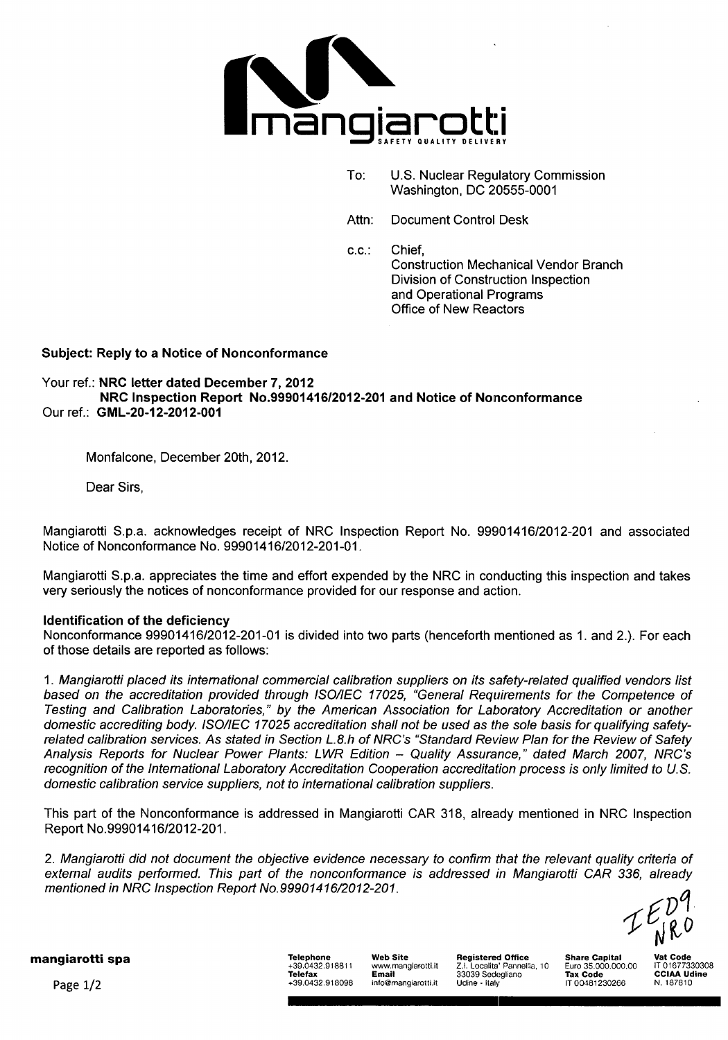mangiarotti

SAFETY QUALITY DELIVERY

To: U.S. Nuclear Regulatory Commission
Washington, DC 20555-0001

Attn: Document Control Desk

c.c.: Chief,
Construction Mechanical Vendor Branch
Division of Construction Inspection
and Operational Programs
Office of New Reactors

**Subject: Reply to a Notice of Nonconformance**

Your ref.: **NRC letter dated December 7, 2012**
**NRC Inspection Report No.99901416/2012-201 and Notice of Nonconformance**
Our ref.: **GML-20-12-2012-001**

Monfalcone, December 20th, 2012.

Dear Sirs,

Mangiarotti S.p.a. acknowledges receipt of NRC Inspection Report No. 99901416/2012-201 and associated Notice of Nonconformance No. 99901416/2012-201-01.

Mangiarotti S.p.a. appreciates the time and effort expended by the NRC in conducting this inspection and takes very seriously the notices of nonconformance provided for our response and action.

**Identification of the deficiency**

Nonconformance 99901416/2012-201-01 is divided into two parts (henceforth mentioned as 1. and 2.). For each of those details are reported as follows:

1. *Mangiarotti placed its international commercial calibration suppliers on its safety-related qualified vendors list based on the accreditation provided through ISO/IEC 17025, "General Requirements for the Competence of Testing and Calibration Laboratories," by the American Association for Laboratory Accreditation or another domestic accrediting body. ISO/IEC 17025 accreditation shall not be used as the sole basis for qualifying safety-related calibration services. As stated in Section L.8.h of NRC's "Standard Review Plan for the Review of Safety Analysis Reports for Nuclear Power Plants: LWR Edition – Quality Assurance," dated March 2007, NRC's recognition of the International Laboratory Accreditation Cooperation accreditation process is only limited to U.S. domestic calibration service suppliers, not to international calibration suppliers.*

This part of the Nonconformance is addressed in Mangiarotti CAR 318, already mentioned in NRC Inspection Report No.99901416/2012-201.

2. *Mangiarotti did not document the objective evidence necessary to confirm that the relevant quality criteria of external audits performed. This part of the nonconformance is addressed in Mangiarotti CAR 336, already mentioned in NRC Inspection Report No.99901416/2012-201.*

IE09
NRO

**mangiarotti spa**

| Telephone | Web Site | Registered Office | Share Capital | Vat Code |
|---|---|---|---|---|
| +39.0432.918811 | www.mangiarotti.it | Z.I. Localita' Pannellia, 10 | Euro 35.000.000,00 | IT 01677330308 |
| Telefax | Email | 33039 Sedegliano | Tax Code | CCIAA Udine |
| +39.0432.918098 | info@mangiarotti.it | Udine - Italy | IT 00481230266 | N. 187810 |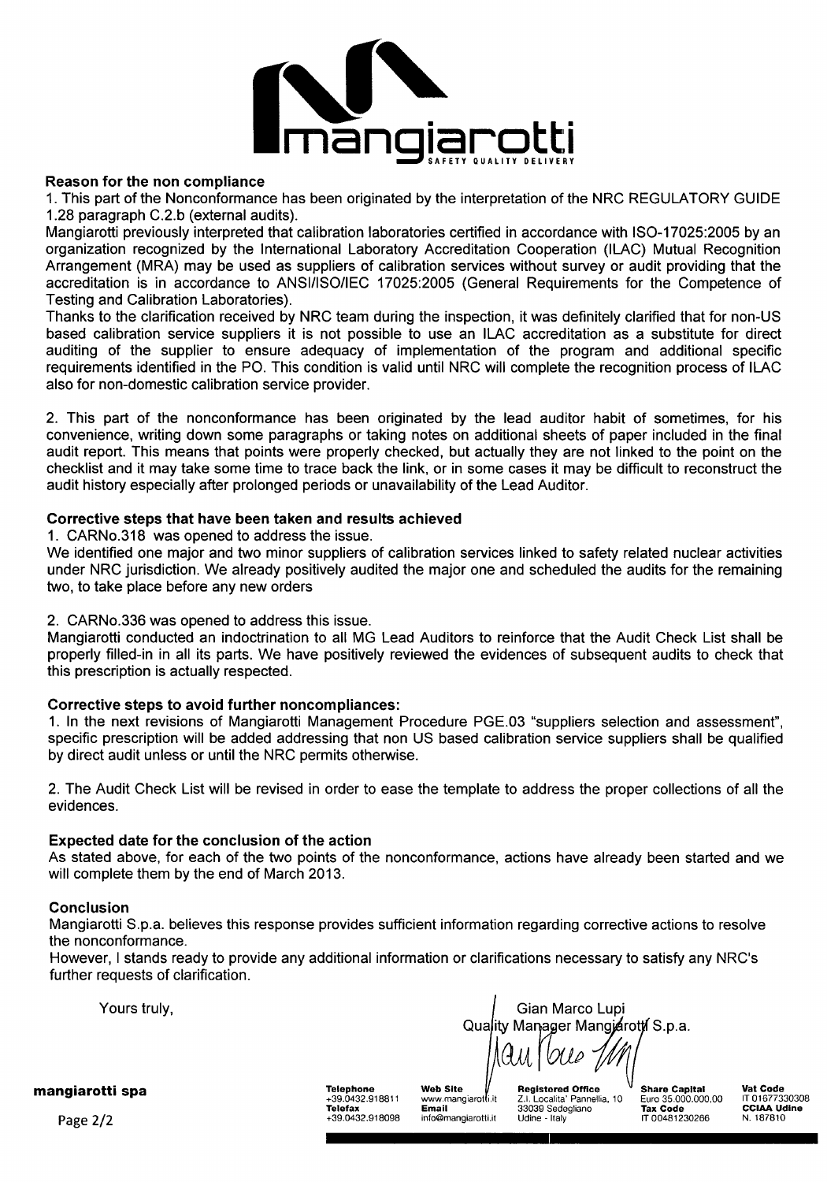**Reason for the non compliance**

1. This part of the Nonconformance has been originated by the interpretation of the NRC REGULATORY GUIDE 1.28 paragraph C.2.b (external audits).

Mangiarotti previously interpreted that calibration laboratories certified in accordance with ISO-17025:2005 by an organization recognized by the International Laboratory Accreditation Cooperation (ILAC) Mutual Recognition Arrangement (MRA) may be used as suppliers of calibration services without survey or audit providing that the accreditation is in accordance to ANSI/ISO/IEC 17025:2005 (General Requirements for the Competence of Testing and Calibration Laboratories).

Thanks to the clarification received by NRC team during the inspection, it was definitely clarified that for non-US based calibration service suppliers it is not possible to use an ILAC accreditation as a substitute for direct auditing of the supplier to ensure adequacy of implementation of the program and additional specific requirements identified in the PO. This condition is valid until NRC will complete the recognition process of ILAC also for non-domestic calibration service provider.

2. This part of the nonconformance has been originated by the lead auditor habit of sometimes, for his convenience, writing down some paragraphs or taking notes on additional sheets of paper included in the final audit report. This means that points were properly checked, but actually they are not linked to the point on the checklist and it may take some time to trace back the link, or in some cases it may be difficult to reconstruct the audit history especially after prolonged periods or unavailability of the Lead Auditor.

**Corrective steps that have been taken and results achieved**

1. CARNo.318 was opened to address the issue.

We identified one major and two minor suppliers of calibration services linked to safety related nuclear activities under NRC jurisdiction. We already positively audited the major one and scheduled the audits for the remaining two, to take place before any new orders

2. CARNo.336 was opened to address this issue.

Mangiarotti conducted an indoctrination to all MG Lead Auditors to reinforce that the Audit Check List shall be properly filled-in in all its parts. We have positively reviewed the evidences of subsequent audits to check that this prescription is actually respected.

**Corrective steps to avoid further noncompliances:**

1. In the next revisions of Mangiarotti Management Procedure PGE.03 "suppliers selection and assessment", specific prescription will be added addressing that non US based calibration service suppliers shall be qualified by direct audit unless or until the NRC permits otherwise.

2. The Audit Check List will be revised in order to ease the template to address the proper collections of all the evidences.

**Expected date for the conclusion of the action**

As stated above, for each of the two points of the nonconformance, actions have already been started and we will complete them by the end of March 2013.

**Conclusion**

Mangiarotti S.p.a. believes this response provides sufficient information regarding corrective actions to resolve the nonconformance.

However, I stands ready to provide any additional information or clarifications necessary to satisfy any NRC's further requests of clarification.

Yours truly,

Gian Marco Lupi
Quality Manager Mangiarotti S.p.a.

**mangiarotti spa**

**Telephone** +39.0432.918811 **Telefax** +39.0432.918098 | **Web Site** www.mangiarotti.it **Email** info@mangiarotti.it | **Registered Office** Z.I. Localita' Pannellia, 10 33039 Sedegliano Udine - Italy | **Share Capital** Euro 35.000.000,00 **Tax Code** IT 00481230266 | **Vat Code** IT 01677330308 **CCIAA Udine** N. 187810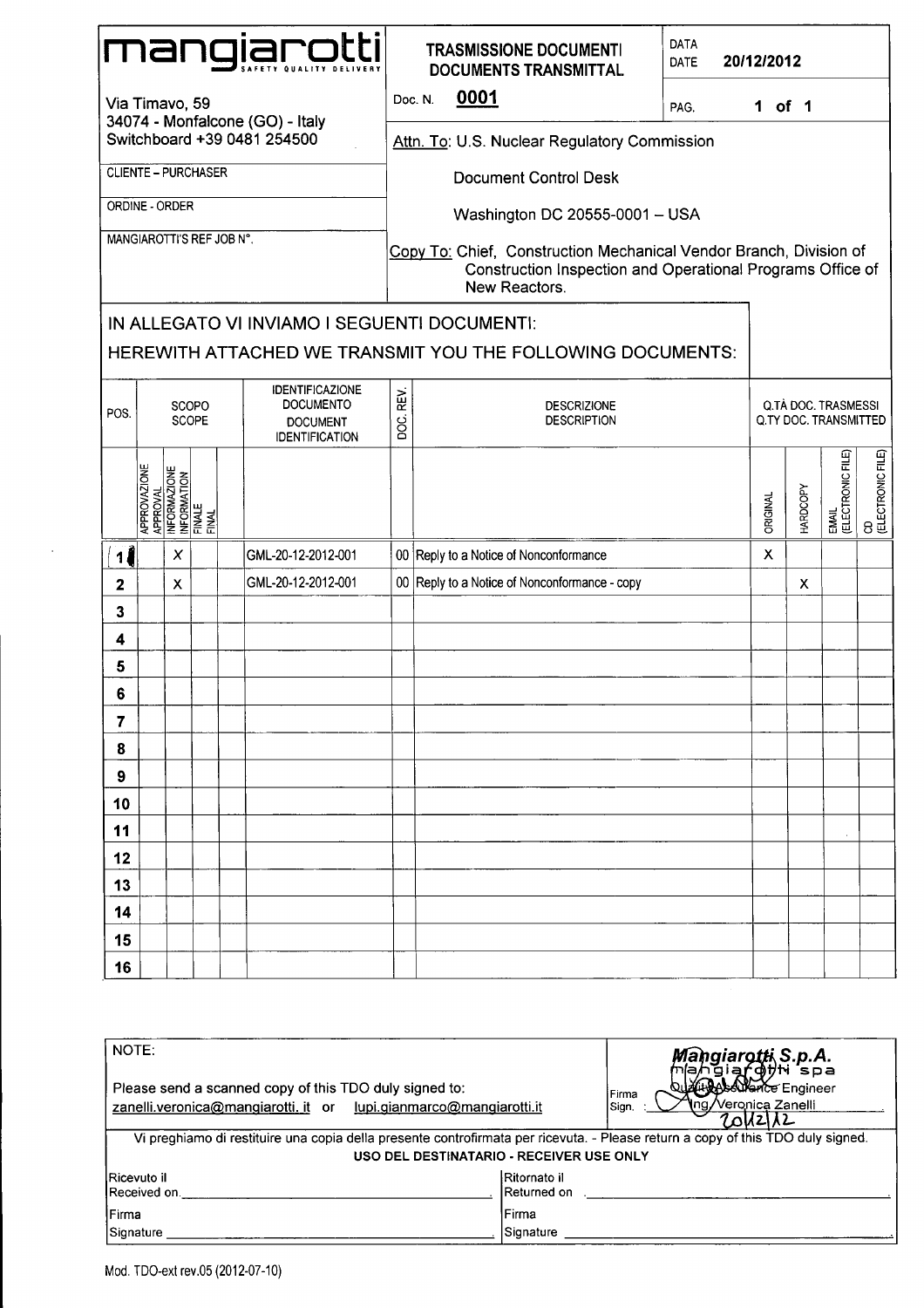# mangiarotti

SAFETY QUALITY DELIVERY

Via Timavo, 59
34074 - Monfalcone (GO) - Italy
Switchboard +39 0481 254500

**TRASMISSIONE DOCUMENTI**
**DOCUMENTS TRANSMITTAL**

DATA / DATE **20/12/2012**

Doc. N. **0001**

PAG. **1 of 1**

CLIENTE – PURCHASER

ORDINE - ORDER

MANGIAROTTI'S REF JOB N°.

Attn. To: U.S. Nuclear Regulatory Commission

Document Control Desk

Washington DC 20555-0001 – USA

Copy To: Chief, Construction Mechanical Vendor Branch, Division of Construction Inspection and Operational Programs Office of New Reactors.

## IN ALLEGATO VI INVIAMO I SEGUENTI DOCUMENTI:

## HEREWITH ATTACHED WE TRANSMIT YOU THE FOLLOWING DOCUMENTS:

| POS. | SCOPO / SCOPE | | | | IDENTIFICAZIONE DOCUMENTO / DOCUMENT IDENTIFICATION | DOC. REV. | DESCRIZIONE / DESCRIPTION | Q.TÀ DOC. TRASMESSI / Q.TY DOC. TRANSMITTED | | | |
|---|---|---|---|---|---|---|---|---|---|---|---|
| | APPROVAZIONE / APPROVAL | INFORMAZIONE / INFORMATION | FINALE / FINAL | | | | | ORIGINAL | HARDCOPY | EMAIL (ELECTRONIC FILE) | CD (ELECTRONIC FILE) |
| 1 | | X | | | GML-20-12-2012-001 | 00 | Reply to a Notice of Nonconformance | X | | | |
| 2 | | X | | | GML-20-12-2012-001 | 00 | Reply to a Notice of Nonconformance - copy | | X | | |
| 3 | | | | | | | | | | | |
| 4 | | | | | | | | | | | |
| 5 | | | | | | | | | | | |
| 6 | | | | | | | | | | | |
| 7 | | | | | | | | | | | |
| 8 | | | | | | | | | | | |
| 9 | | | | | | | | | | | |
| 10 | | | | | | | | | | | |
| 11 | | | | | | | | | | | |
| 12 | | | | | | | | | | | |
| 13 | | | | | | | | | | | |
| 14 | | | | | | | | | | | |
| 15 | | | | | | | | | | | |
| 16 | | | | | | | | | | | |

NOTE:

Please send a scanned copy of this TDO duly signed to:
zanelli.veronica@mangiarotti.it or lupi.gianmarco@mangiarotti.it

Firma / Sign.: Mangiarotti S.p.A. — Quality Assurance Engineer, Ing. Veronica Zanelli, 20/12/12

Vi preghiamo di restituire una copia della presente controfirmata per ricevuta. - Please return a copy of this TDO duly signed.

**USO DEL DESTINATARIO - RECEIVER USE ONLY**

| | |
|---|---|
| Ricevuto il / Received on. | Ritornato il / Returned on |
| Firma / Signature | Firma / Signature |

Mod. TDO-ext rev.05 (2012-07-10)